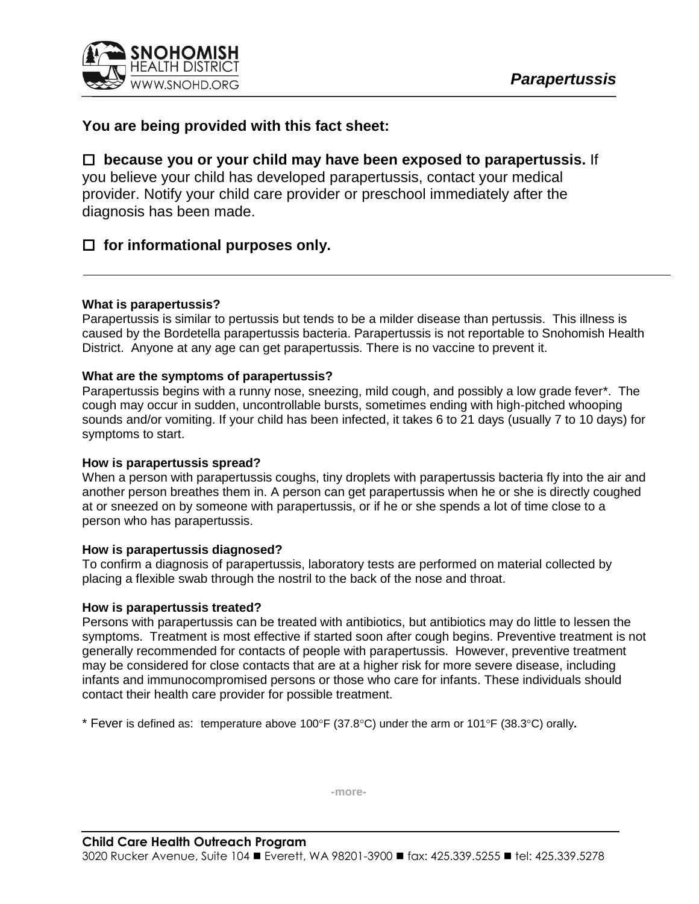SNOHOMISH HEALTH DISTRICT
WWW.SNOHD.ORG

*Parapertussis*

## You are being provided with this fact sheet:

☐ **because you or your child may have been exposed to parapertussis.** If you believe your child has developed parapertussis, contact your medical provider. Notify your child care provider or preschool immediately after the diagnosis has been made.

☐ **for informational purposes only.**

---

**What is parapertussis?**

Parapertussis is similar to pertussis but tends to be a milder disease than pertussis. This illness is caused by the Bordetella parapertussis bacteria. Parapertussis is not reportable to Snohomish Health District. Anyone at any age can get parapertussis. There is no vaccine to prevent it.

**What are the symptoms of parapertussis?**

Parapertussis begins with a runny nose, sneezing, mild cough, and possibly a low grade fever*. The cough may occur in sudden, uncontrollable bursts, sometimes ending with high-pitched whooping sounds and/or vomiting. If your child has been infected, it takes 6 to 21 days (usually 7 to 10 days) for symptoms to start.

**How is parapertussis spread?**

When a person with parapertussis coughs, tiny droplets with parapertussis bacteria fly into the air and another person breathes them in. A person can get parapertussis when he or she is directly coughed at or sneezed on by someone with parapertussis, or if he or she spends a lot of time close to a person who has parapertussis.

**How is parapertussis diagnosed?**

To confirm a diagnosis of parapertussis, laboratory tests are performed on material collected by placing a flexible swab through the nostril to the back of the nose and throat.

**How is parapertussis treated?**

Persons with parapertussis can be treated with antibiotics, but antibiotics may do little to lessen the symptoms. Treatment is most effective if started soon after cough begins. Preventive treatment is not generally recommended for contacts of people with parapertussis. However, preventive treatment may be considered for close contacts that are at a higher risk for more severe disease, including infants and immunocompromised persons or those who care for infants. These individuals should contact their health care provider for possible treatment.

\* Fever is defined as: temperature above 100°F (37.8°C) under the arm or 101°F (38.3°C) orally.

-more-

**Child Care Health Outreach Program**
3020 Rucker Avenue, Suite 104 ■ Everett, WA 98201-3900 ■ fax: 425.339.5255 ■ tel: 425.339.5278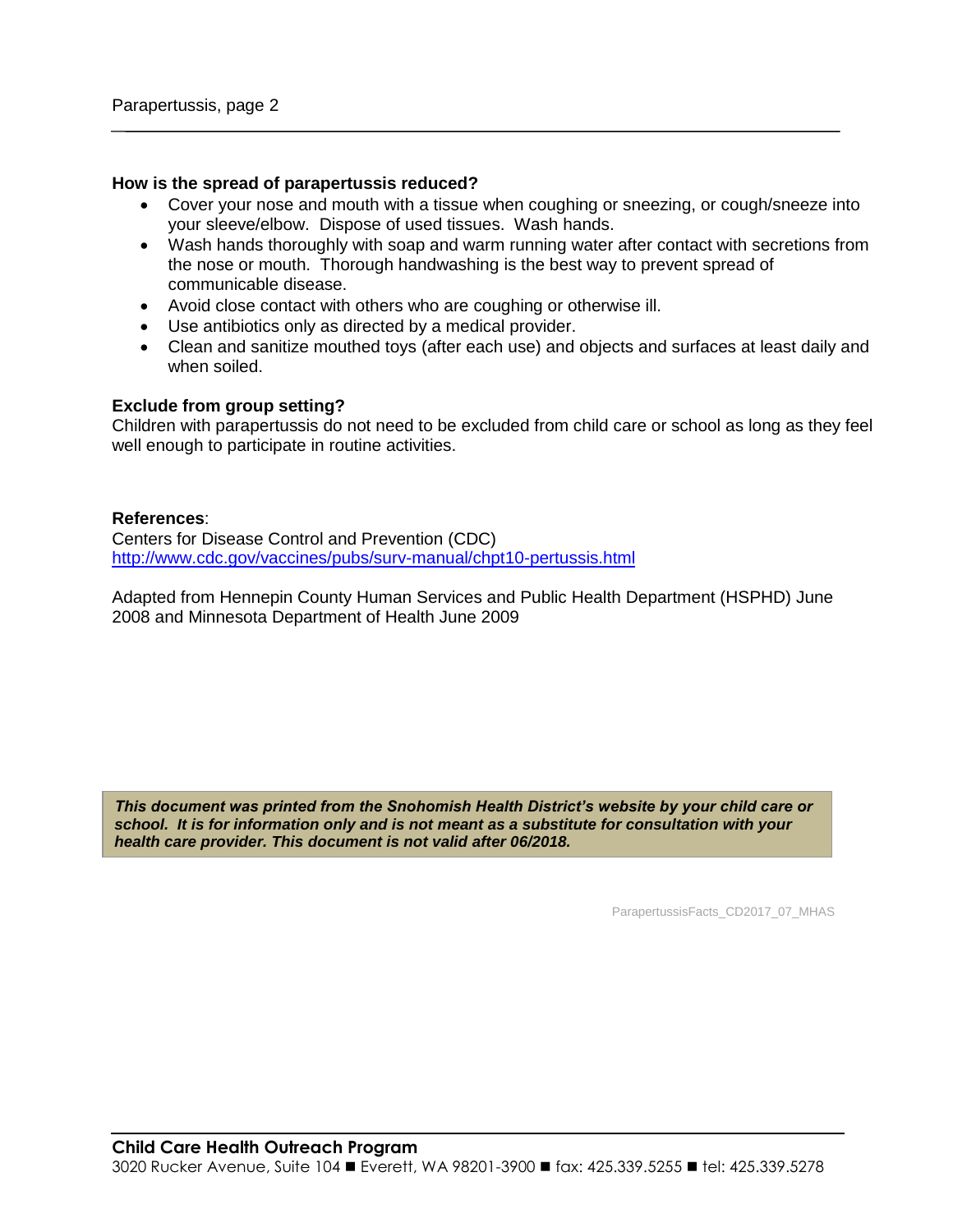**How is the spread of parapertussis reduced?**

- Cover your nose and mouth with a tissue when coughing or sneezing, or cough/sneeze into your sleeve/elbow. Dispose of used tissues. Wash hands.
- Wash hands thoroughly with soap and warm running water after contact with secretions from the nose or mouth. Thorough handwashing is the best way to prevent spread of communicable disease.
- Avoid close contact with others who are coughing or otherwise ill.
- Use antibiotics only as directed by a medical provider.
- Clean and sanitize mouthed toys (after each use) and objects and surfaces at least daily and when soiled.

**Exclude from group setting?**

Children with parapertussis do not need to be excluded from child care or school as long as they feel well enough to participate in routine activities.

**References**:

Centers for Disease Control and Prevention (CDC)
http://www.cdc.gov/vaccines/pubs/surv-manual/chpt10-pertussis.html

Adapted from Hennepin County Human Services and Public Health Department (HSPHD) June 2008 and Minnesota Department of Health June 2009

***This document was printed from the Snohomish Health District's website by your child care or school. It is for information only and is not meant as a substitute for consultation with your health care provider. This document is not valid after 06/2018.***

ParapertussisFacts_CD2017_07_MHAS

**Child Care Health Outreach Program**
3020 Rucker Avenue, Suite 104 ■ Everett, WA 98201-3900 ■ fax: 425.339.5255 ■ tel: 425.339.5278